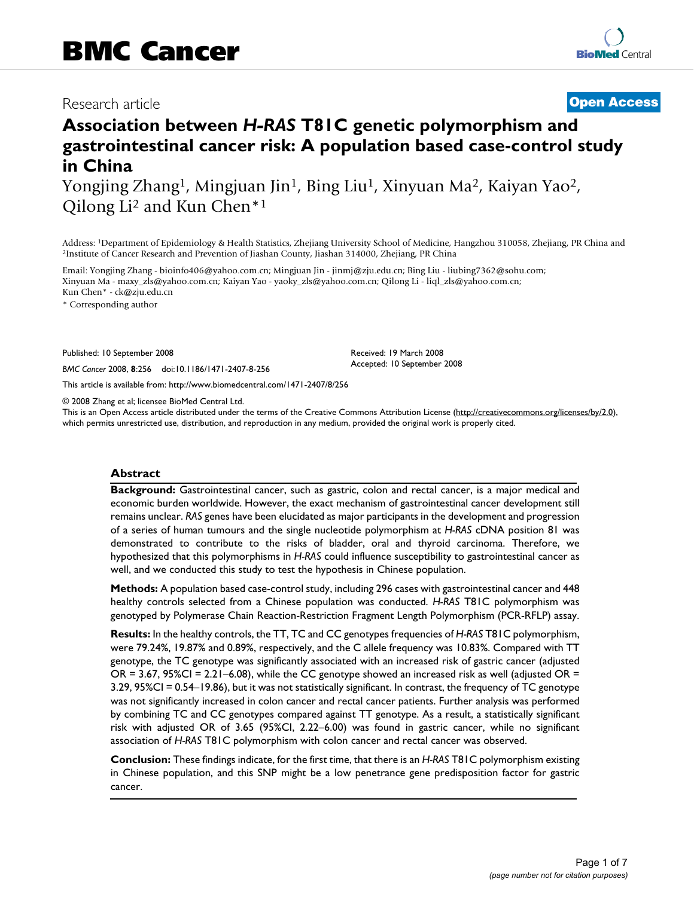Research article

**Open Access**

# Association between *H-RAS* T81C genetic polymorphism and gastrointestinal cancer risk: A population based case-control study in China

Yongjing Zhang[1], Mingjuan Jin[1], Bing Liu[1], Xinyuan Ma[2], Kaiyan Yao[2], Qilong Li[2] and Kun Chen*[1]

Address: [1]Department of Epidemiology & Health Statistics, Zhejiang University School of Medicine, Hangzhou 310058, Zhejiang, PR China and [2]Institute of Cancer Research and Prevention of Jiashan County, Jiashan 314000, Zhejiang, PR China

Email: Yongjing Zhang - bioinfo406@yahoo.com.cn; Mingjuan Jin - jinmj@zju.edu.cn; Bing Liu - liubing7362@sohu.com; Xinyuan Ma - maxy_zls@yahoo.com.cn; Kaiyan Yao - yaoky_zls@yahoo.com.cn; Qilong Li - liql_zls@yahoo.com.cn; Kun Chen* - ck@zju.edu.cn

* Corresponding author

Published: 10 September 2008

*BMC Cancer* 2008, **8**:256 doi:10.1186/1471-2407-8-256

Received: 19 March 2008
Accepted: 10 September 2008

This article is available from: http://www.biomedcentral.com/1471-2407/8/256

© 2008 Zhang et al; licensee BioMed Central Ltd.
This is an Open Access article distributed under the terms of the Creative Commons Attribution License (http://creativecommons.org/licenses/by/2.0), which permits unrestricted use, distribution, and reproduction in any medium, provided the original work is properly cited.

## Abstract

**Background:** Gastrointestinal cancer, such as gastric, colon and rectal cancer, is a major medical and economic burden worldwide. However, the exact mechanism of gastrointestinal cancer development still remains unclear. *RAS* genes have been elucidated as major participants in the development and progression of a series of human tumours and the single nucleotide polymorphism at *H-RAS* cDNA position 81 was demonstrated to contribute to the risks of bladder, oral and thyroid carcinoma. Therefore, we hypothesized that this polymorphisms in *H-RAS* could influence susceptibility to gastrointestinal cancer as well, and we conducted this study to test the hypothesis in Chinese population.

**Methods:** A population based case-control study, including 296 cases with gastrointestinal cancer and 448 healthy controls selected from a Chinese population was conducted. *H-RAS* T81C polymorphism was genotyped by Polymerase Chain Reaction-Restriction Fragment Length Polymorphism (PCR-RFLP) assay.

**Results:** In the healthy controls, the TT, TC and CC genotypes frequencies of *H-RAS* T81C polymorphism, were 79.24%, 19.87% and 0.89%, respectively, and the C allele frequency was 10.83%. Compared with TT genotype, the TC genotype was significantly associated with an increased risk of gastric cancer (adjusted OR = 3.67, 95%CI = 2.21–6.08), while the CC genotype showed an increased risk as well (adjusted OR = 3.29, 95%CI = 0.54–19.86), but it was not statistically significant. In contrast, the frequency of TC genotype was not significantly increased in colon cancer and rectal cancer patients. Further analysis was performed by combining TC and CC genotypes compared against TT genotype. As a result, a statistically significant risk with adjusted OR of 3.65 (95%CI, 2.22–6.00) was found in gastric cancer, while no significant association of *H-RAS* T81C polymorphism with colon cancer and rectal cancer was observed.

**Conclusion:** These findings indicate, for the first time, that there is an *H-RAS* T81C polymorphism existing in Chinese population, and this SNP might be a low penetrance gene predisposition factor for gastric cancer.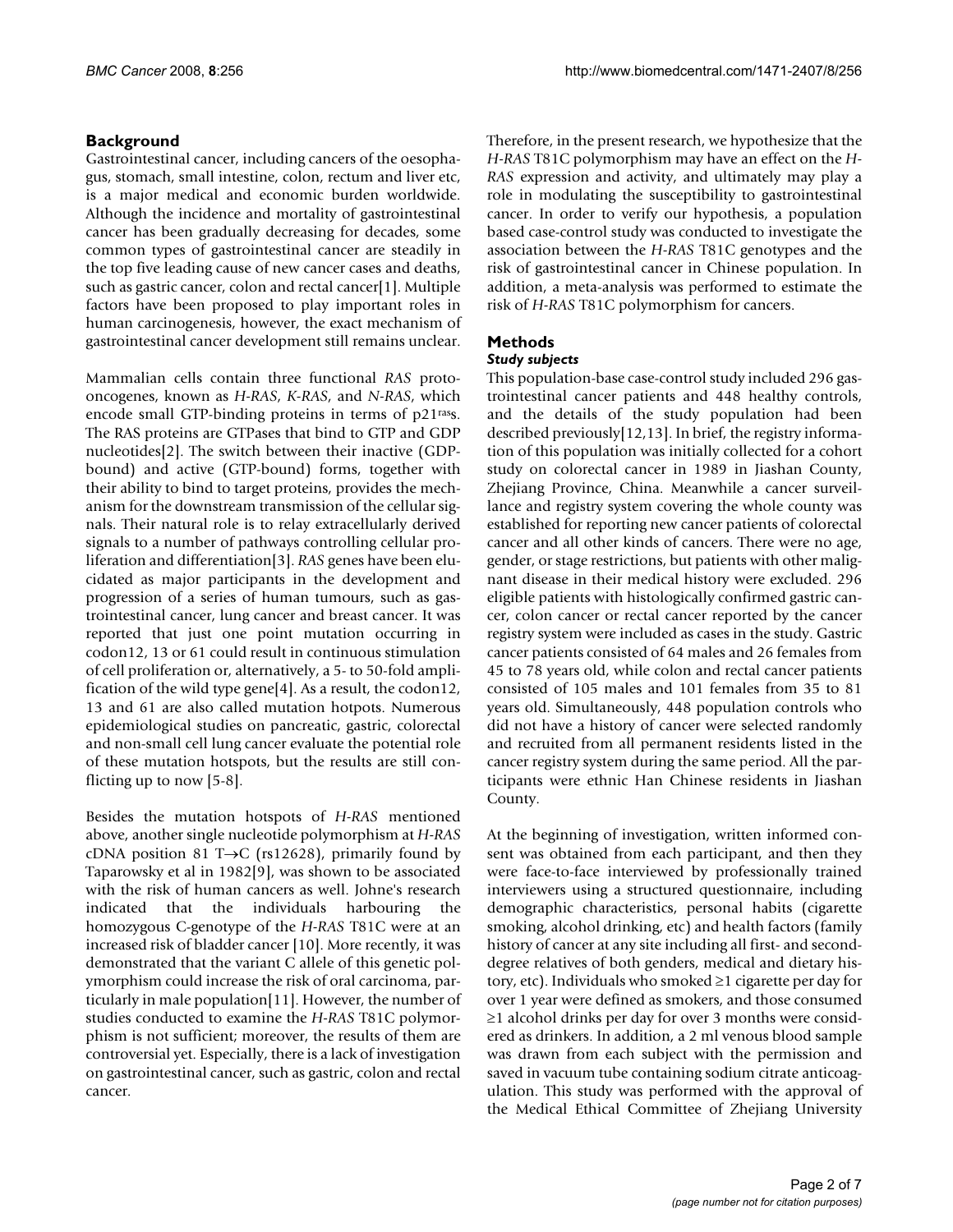## Background

Gastrointestinal cancer, including cancers of the oesophagus, stomach, small intestine, colon, rectum and liver etc, is a major medical and economic burden worldwide. Although the incidence and mortality of gastrointestinal cancer has been gradually decreasing for decades, some common types of gastrointestinal cancer are steadily in the top five leading cause of new cancer cases and deaths, such as gastric cancer, colon and rectal cancer[1]. Multiple factors have been proposed to play important roles in human carcinogenesis, however, the exact mechanism of gastrointestinal cancer development still remains unclear.

Mammalian cells contain three functional *RAS* proto-oncogenes, known as *H-RAS*, *K-RAS*, and *N-RAS*, which encode small GTP-binding proteins in terms of p21$^{ras}$s. The RAS proteins are GTPases that bind to GTP and GDP nucleotides[2]. The switch between their inactive (GDP-bound) and active (GTP-bound) forms, together with their ability to bind to target proteins, provides the mechanism for the downstream transmission of the cellular signals. Their natural role is to relay extracellularly derived signals to a number of pathways controlling cellular proliferation and differentiation[3]. *RAS* genes have been elucidated as major participants in the development and progression of a series of human tumours, such as gastrointestinal cancer, lung cancer and breast cancer. It was reported that just one point mutation occurring in codon12, 13 or 61 could result in continuous stimulation of cell proliferation or, alternatively, a 5- to 50-fold amplification of the wild type gene[4]. As a result, the codon12, 13 and 61 are also called mutation hotpots. Numerous epidemiological studies on pancreatic, gastric, colorectal and non-small cell lung cancer evaluate the potential role of these mutation hotspots, but the results are still conflicting up to now [5-8].

Besides the mutation hotspots of *H-RAS* mentioned above, another single nucleotide polymorphism at *H-RAS* cDNA position 81 T→C (rs12628), primarily found by Taparowsky et al in 1982[9], was shown to be associated with the risk of human cancers as well. Johne's research indicated that the individuals harbouring the homozygous C-genotype of the *H-RAS* T81C were at an increased risk of bladder cancer [10]. More recently, it was demonstrated that the variant C allele of this genetic polymorphism could increase the risk of oral carcinoma, particularly in male population[11]. However, the number of studies conducted to examine the *H-RAS* T81C polymorphism is not sufficient; moreover, the results of them are controversial yet. Especially, there is a lack of investigation on gastrointestinal cancer, such as gastric, colon and rectal cancer.

Therefore, in the present research, we hypothesize that the *H-RAS* T81C polymorphism may have an effect on the *H-RAS* expression and activity, and ultimately may play a role in modulating the susceptibility to gastrointestinal cancer. In order to verify our hypothesis, a population based case-control study was conducted to investigate the association between the *H-RAS* T81C genotypes and the risk of gastrointestinal cancer in Chinese population. In addition, a meta-analysis was performed to estimate the risk of *H-RAS* T81C polymorphism for cancers.

## Methods

### *Study subjects*

This population-base case-control study included 296 gastrointestinal cancer patients and 448 healthy controls, and the details of the study population had been described previously[12,13]. In brief, the registry information of this population was initially collected for a cohort study on colorectal cancer in 1989 in Jiashan County, Zhejiang Province, China. Meanwhile a cancer surveillance and registry system covering the whole county was established for reporting new cancer patients of colorectal cancer and all other kinds of cancers. There were no age, gender, or stage restrictions, but patients with other malignant disease in their medical history were excluded. 296 eligible patients with histologically confirmed gastric cancer, colon cancer or rectal cancer reported by the cancer registry system were included as cases in the study. Gastric cancer patients consisted of 64 males and 26 females from 45 to 78 years old, while colon and rectal cancer patients consisted of 105 males and 101 females from 35 to 81 years old. Simultaneously, 448 population controls who did not have a history of cancer were selected randomly and recruited from all permanent residents listed in the cancer registry system during the same period. All the participants were ethnic Han Chinese residents in Jiashan County.

At the beginning of investigation, written informed consent was obtained from each participant, and then they were face-to-face interviewed by professionally trained interviewers using a structured questionnaire, including demographic characteristics, personal habits (cigarette smoking, alcohol drinking, etc) and health factors (family history of cancer at any site including all first- and second-degree relatives of both genders, medical and dietary history, etc). Individuals who smoked ≥1 cigarette per day for over 1 year were defined as smokers, and those consumed ≥1 alcohol drinks per day for over 3 months were considered as drinkers. In addition, a 2 ml venous blood sample was drawn from each subject with the permission and saved in vacuum tube containing sodium citrate anticoagulation. This study was performed with the approval of the Medical Ethical Committee of Zhejiang University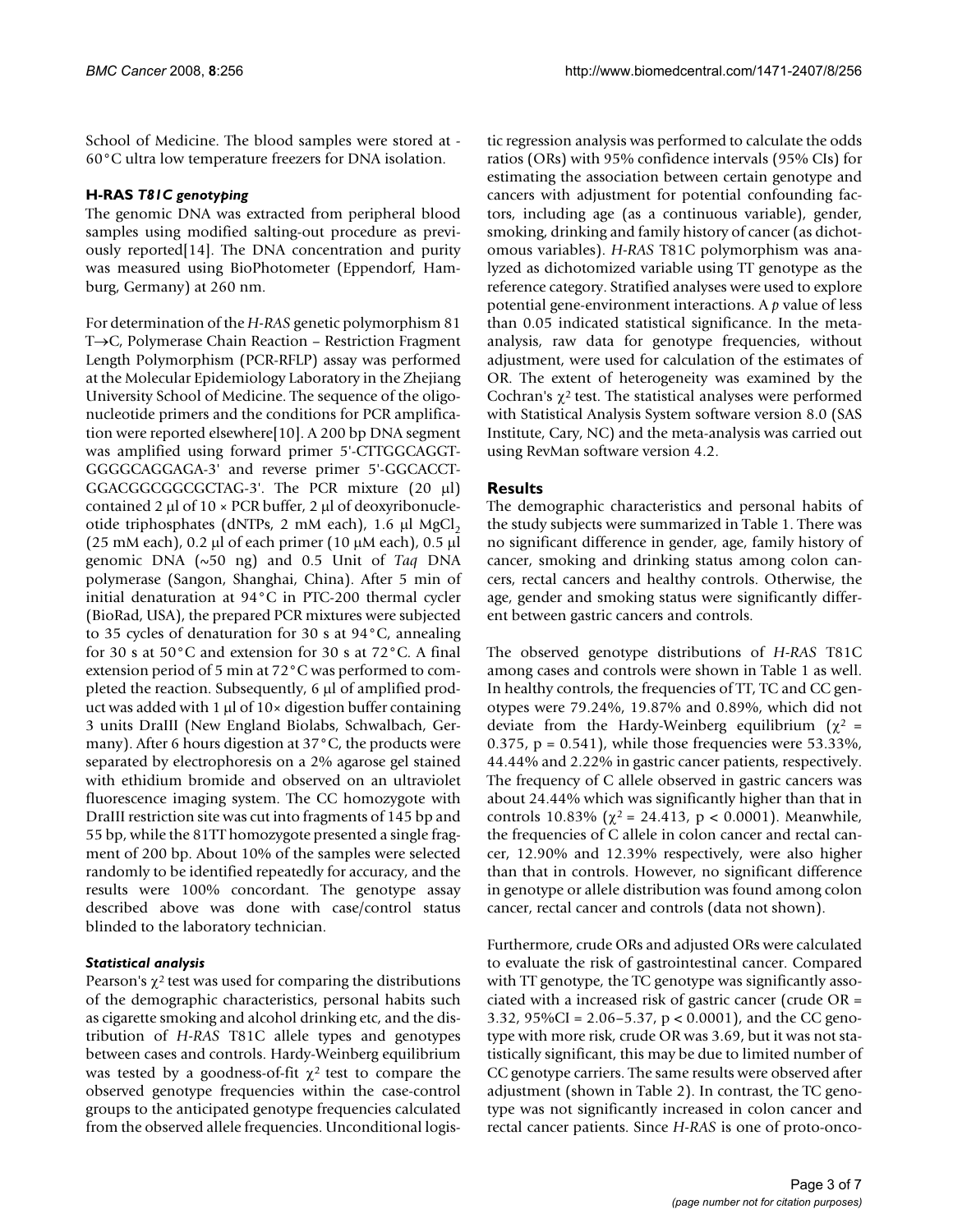School of Medicine. The blood samples were stored at -60°C ultra low temperature freezers for DNA isolation.

### H-RAS *T81C genotyping*

The genomic DNA was extracted from peripheral blood samples using modified salting-out procedure as previously reported[14]. The DNA concentration and purity was measured using BioPhotometer (Eppendorf, Hamburg, Germany) at 260 nm.

For determination of the *H-RAS* genetic polymorphism 81 T→C, Polymerase Chain Reaction – Restriction Fragment Length Polymorphism (PCR-RFLP) assay was performed at the Molecular Epidemiology Laboratory in the Zhejiang University School of Medicine. The sequence of the oligonucleotide primers and the conditions for PCR amplification were reported elsewhere[10]. A 200 bp DNA segment was amplified using forward primer 5'-CTTGGCAGGTGGGGCAGGAGA-3' and reverse primer 5'-GGCACCTGGACGGCGGCGCTAG-3'. The PCR mixture (20 μl) contained 2 μl of 10 × PCR buffer, 2 μl of deoxyribonucleotide triphosphates (dNTPs, 2 mM each), 1.6 μl $MgCl_2$ (25 mM each), 0.2 μl of each primer (10 μM each), 0.5 μl genomic DNA (~50 ng) and 0.5 Unit of *Taq* DNA polymerase (Sangon, Shanghai, China). After 5 min of initial denaturation at 94°C in PTC-200 thermal cycler (BioRad, USA), the prepared PCR mixtures were subjected to 35 cycles of denaturation for 30 s at 94°C, annealing for 30 s at 50°C and extension for 30 s at 72°C. A final extension period of 5 min at 72°C was performed to complete the reaction. Subsequently, 6 μl of amplified product was added with 1 μl of 10× digestion buffer containing 3 units DraIII (New England Biolabs, Schwalbach, Germany). After 6 hours digestion at 37°C, the products were separated by electrophoresis on a 2% agarose gel stained with ethidium bromide and observed on an ultraviolet fluorescence imaging system. The CC homozygote with DraIII restriction site was cut into fragments of 145 bp and 55 bp, while the 81TT homozygote presented a single fragment of 200 bp. About 10% of the samples were selected randomly to be identified repeatedly for accuracy, and the results were 100% concordant. The genotype assay described above was done with case/control status blinded to the laboratory technician.

### *Statistical analysis*

Pearson's $\chi^2$ test was used for comparing the distributions of the demographic characteristics, personal habits such as cigarette smoking and alcohol drinking etc, and the distribution of *H-RAS* T81C allele types and genotypes between cases and controls. Hardy-Weinberg equilibrium was tested by a goodness-of-fit $\chi^2$ test to compare the observed genotype frequencies within the case-control groups to the anticipated genotype frequencies calculated from the observed allele frequencies. Unconditional logistic regression analysis was performed to calculate the odds ratios (ORs) with 95% confidence intervals (95% CIs) for estimating the association between certain genotype and cancers with adjustment for potential confounding factors, including age (as a continuous variable), gender, smoking, drinking and family history of cancer (as dichotomous variables). *H-RAS* T81C polymorphism was analyzed as dichotomized variable using TT genotype as the reference category. Stratified analyses were used to explore potential gene-environment interactions. A *p* value of less than 0.05 indicated statistical significance. In the meta-analysis, raw data for genotype frequencies, without adjustment, were used for calculation of the estimates of OR. The extent of heterogeneity was examined by the Cochran's $\chi^2$ test. The statistical analyses were performed with Statistical Analysis System software version 8.0 (SAS Institute, Cary, NC) and the meta-analysis was carried out using RevMan software version 4.2.

## Results

The demographic characteristics and personal habits of the study subjects were summarized in Table 1. There was no significant difference in gender, age, family history of cancer, smoking and drinking status among colon cancers, rectal cancers and healthy controls. Otherwise, the age, gender and smoking status were significantly different between gastric cancers and controls.

The observed genotype distributions of *H-RAS* T81C among cases and controls were shown in Table 1 as well. In healthy controls, the frequencies of TT, TC and CC genotypes were 79.24%, 19.87% and 0.89%, which did not deviate from the Hardy-Weinberg equilibrium ($\chi^2$ = 0.375, p = 0.541), while those frequencies were 53.33%, 44.44% and 2.22% in gastric cancer patients, respectively. The frequency of C allele observed in gastric cancers was about 24.44% which was significantly higher than that in controls 10.83% ($\chi^2$ = 24.413, p < 0.0001). Meanwhile, the frequencies of C allele in colon cancer and rectal cancer, 12.90% and 12.39% respectively, were also higher than that in controls. However, no significant difference in genotype or allele distribution was found among colon cancer, rectal cancer and controls (data not shown).

Furthermore, crude ORs and adjusted ORs were calculated to evaluate the risk of gastrointestinal cancer. Compared with TT genotype, the TC genotype was significantly associated with a increased risk of gastric cancer (crude OR = 3.32, 95%CI = 2.06–5.37, p < 0.0001), and the CC genotype with more risk, crude OR was 3.69, but it was not statistically significant, this may be due to limited number of CC genotype carriers. The same results were observed after adjustment (shown in Table 2). In contrast, the TC genotype was not significantly increased in colon cancer and rectal cancer patients. Since *H-RAS* is one of proto-onco-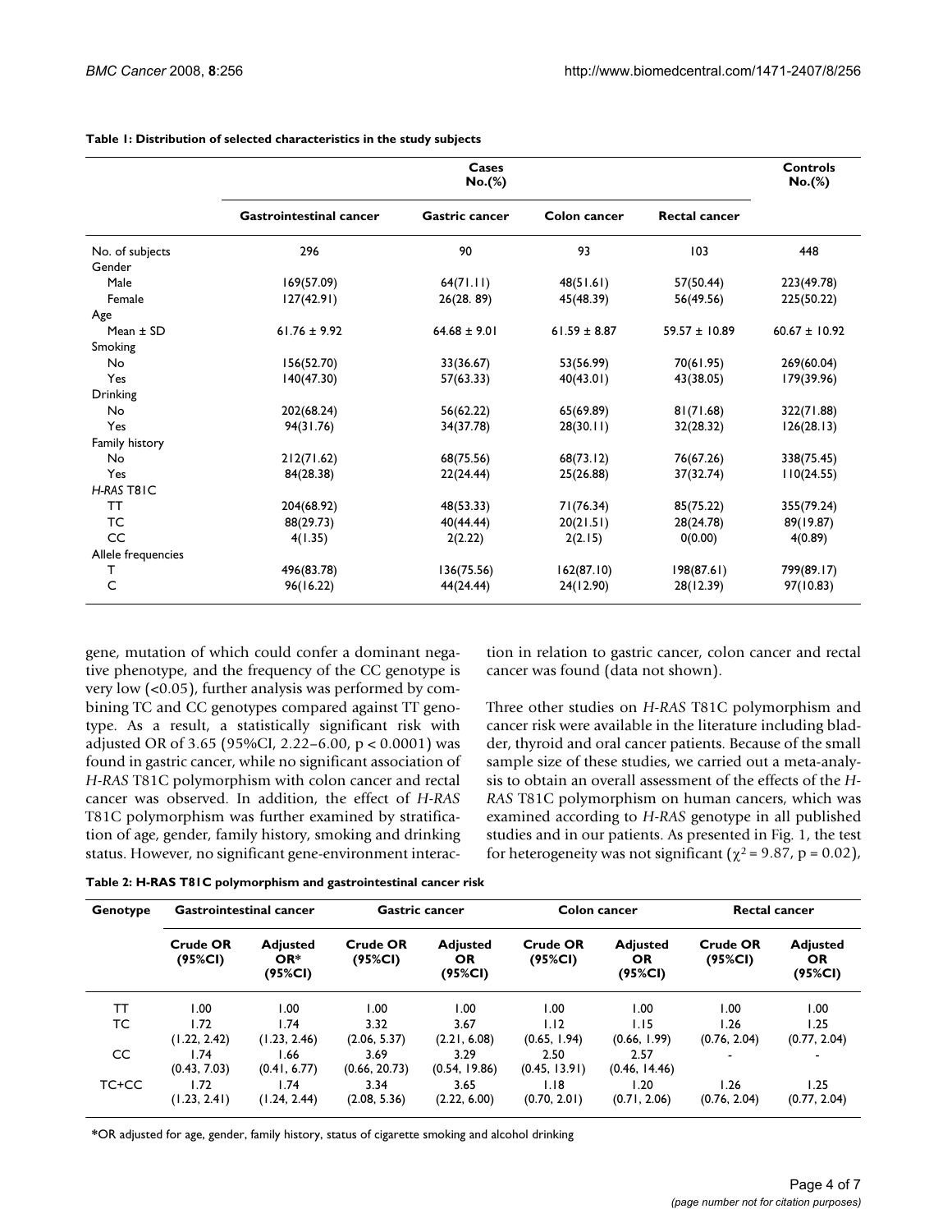**Table 1: Distribution of selected characteristics in the study subjects**

| | Cases No.(%) | | | | Controls No.(%) |
|---|---|---|---|---|---|
| | Gastrointestinal cancer | Gastric cancer | Colon cancer | Rectal cancer | |
| No. of subjects | 296 | 90 | 93 | 103 | 448 |
| Gender | | | | | |
| Male | 169(57.09) | 64(71.11) | 48(51.61) | 57(50.44) | 223(49.78) |
| Female | 127(42.91) | 26(28. 89) | 45(48.39) | 56(49.56) | 225(50.22) |
| Age | | | | | |
| Mean ± SD | 61.76 ± 9.92 | 64.68 ± 9.01 | 61.59 ± 8.87 | 59.57 ± 10.89 | 60.67 ± 10.92 |
| Smoking | | | | | |
| No | 156(52.70) | 33(36.67) | 53(56.99) | 70(61.95) | 269(60.04) |
| Yes | 140(47.30) | 57(63.33) | 40(43.01) | 43(38.05) | 179(39.96) |
| Drinking | | | | | |
| No | 202(68.24) | 56(62.22) | 65(69.89) | 81(71.68) | 322(71.88) |
| Yes | 94(31.76) | 34(37.78) | 28(30.11) | 32(28.32) | 126(28.13) |
| Family history | | | | | |
| No | 212(71.62) | 68(75.56) | 68(73.12) | 76(67.26) | 338(75.45) |
| Yes | 84(28.38) | 22(24.44) | 25(26.88) | 37(32.74) | 110(24.55) |
| *H-RAS* T81C | | | | | |
| TT | 204(68.92) | 48(53.33) | 71(76.34) | 85(75.22) | 355(79.24) |
| TC | 88(29.73) | 40(44.44) | 20(21.51) | 28(24.78) | 89(19.87) |
| CC | 4(1.35) | 2(2.22) | 2(2.15) | 0(0.00) | 4(0.89) |
| Allele frequencies | | | | | |
| T | 496(83.78) | 136(75.56) | 162(87.10) | 198(87.61) | 799(89.17) |
| C | 96(16.22) | 44(24.44) | 24(12.90) | 28(12.39) | 97(10.83) |

gene, mutation of which could confer a dominant negative phenotype, and the frequency of the CC genotype is very low (<0.05), further analysis was performed by combining TC and CC genotypes compared against TT genotype. As a result, a statistically significant risk with adjusted OR of 3.65 (95%CI, 2.22–6.00, $p < 0.0001$) was found in gastric cancer, while no significant association of *H-RAS* T81C polymorphism with colon cancer and rectal cancer was observed. In addition, the effect of *H-RAS* T81C polymorphism was further examined by stratification of age, gender, family history, smoking and drinking status. However, no significant gene-environment interaction in relation to gastric cancer, colon cancer and rectal cancer was found (data not shown).

Three other studies on *H-RAS* T81C polymorphism and cancer risk were available in the literature including bladder, thyroid and oral cancer patients. Because of the small sample size of these studies, we carried out a meta-analysis to obtain an overall assessment of the effects of the *H-RAS* T81C polymorphism on human cancers, which was examined according to *H-RAS* genotype in all published studies and in our patients. As presented in Fig. 1, the test for heterogeneity was not significant ($\chi^2 = 9.87$, $p = 0.02$),

**Table 2: H-RAS T81C polymorphism and gastrointestinal cancer risk**

| Genotype | Gastrointestinal cancer | | Gastric cancer | | Colon cancer | | Rectal cancer | |
|---|---|---|---|---|---|---|---|---|
| | Crude OR (95%CI) | Adjusted OR* (95%CI) | Crude OR (95%CI) | Adjusted OR (95%CI) | Crude OR (95%CI) | Adjusted OR (95%CI) | Crude OR (95%CI) | Adjusted OR (95%CI) |
| TT | 1.00 | 1.00 | 1.00 | 1.00 | 1.00 | 1.00 | 1.00 | 1.00 |
| TC | 1.72 (1.22, 2.42) | 1.74 (1.23, 2.46) | 3.32 (2.06, 5.37) | 3.67 (2.21, 6.08) | 1.12 (0.65, 1.94) | 1.15 (0.66, 1.99) | 1.26 (0.76, 2.04) | 1.25 (0.77, 2.04) |
| CC | 1.74 (0.43, 7.03) | 1.66 (0.41, 6.77) | 3.69 (0.66, 20.73) | 3.29 (0.54, 19.86) | 2.50 (0.45, 13.91) | 2.57 (0.46, 14.46) | - | - |
| TC+CC | 1.72 (1.23, 2.41) | 1.74 (1.24, 2.44) | 3.34 (2.08, 5.36) | 3.65 (2.22, 6.00) | 1.18 (0.70, 2.01) | 1.20 (0.71, 2.06) | 1.26 (0.76, 2.04) | 1.25 (0.77, 2.04) |

*OR adjusted for age, gender, family history, status of cigarette smoking and alcohol drinking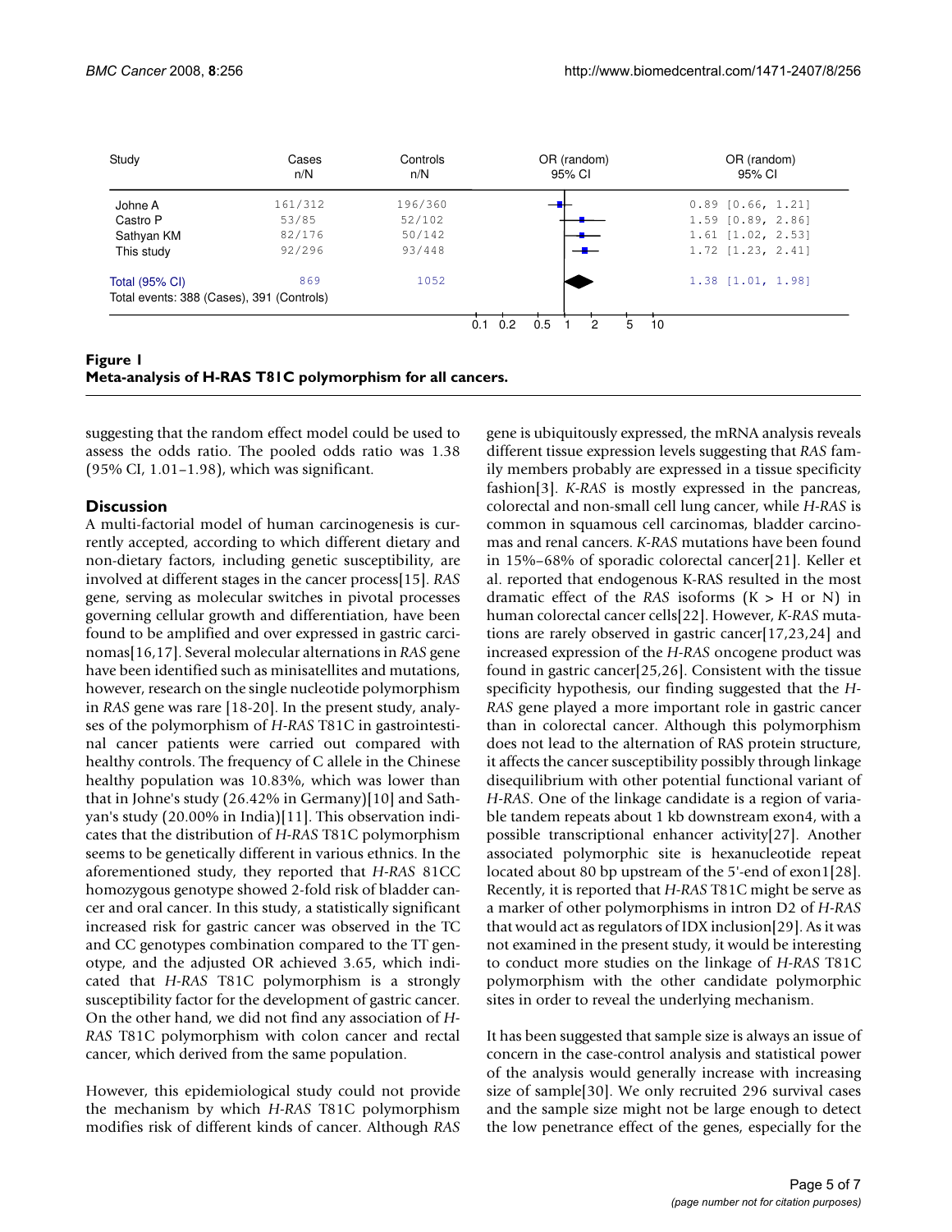| Study | Cases n/N | Controls n/N | OR (random) 95% CI |
|---|---|---|---|
| Johne A | 161/312 | 196/360 | 0.89 [0.66, 1.21] |
| Castro P | 53/85 | 52/102 | 1.59 [0.89, 2.86] |
| Sathyan KM | 82/176 | 50/142 | 1.61 [1.02, 2.53] |
| This study | 92/296 | 93/448 | 1.72 [1.23, 2.41] |
| Total (95% CI) | 869 | 1052 | 1.38 [1.01, 1.98] |

Total events: 388 (Cases), 391 (Controls)

**Figure 1**
**Meta-analysis of H-RAS T81C polymorphism for all cancers.**

suggesting that the random effect model could be used to assess the odds ratio. The pooled odds ratio was 1.38 (95% CI, 1.01–1.98), which was significant.

## Discussion

A multi-factorial model of human carcinogenesis is currently accepted, according to which different dietary and non-dietary factors, including genetic susceptibility, are involved at different stages in the cancer process[15]. *RAS* gene, serving as molecular switches in pivotal processes governing cellular growth and differentiation, have been found to be amplified and over expressed in gastric carcinomas[16,17]. Several molecular alternations in *RAS* gene have been identified such as minisatellites and mutations, however, research on the single nucleotide polymorphism in *RAS* gene was rare [18-20]. In the present study, analyses of the polymorphism of *H-RAS* T81C in gastrointestinal cancer patients were carried out compared with healthy controls. The frequency of C allele in the Chinese healthy population was 10.83%, which was lower than that in Johne's study (26.42% in Germany)[10] and Sathyan's study (20.00% in India)[11]. This observation indicates that the distribution of *H-RAS* T81C polymorphism seems to be genetically different in various ethnics. In the aforementioned study, they reported that *H-RAS* 81CC homozygous genotype showed 2-fold risk of bladder cancer and oral cancer. In this study, a statistically significant increased risk for gastric cancer was observed in the TC and CC genotypes combination compared to the TT genotype, and the adjusted OR achieved 3.65, which indicated that *H-RAS* T81C polymorphism is a strongly susceptibility factor for the development of gastric cancer. On the other hand, we did not find any association of *H-RAS* T81C polymorphism with colon cancer and rectal cancer, which derived from the same population.

However, this epidemiological study could not provide the mechanism by which *H-RAS* T81C polymorphism modifies risk of different kinds of cancer. Although *RAS* gene is ubiquitously expressed, the mRNA analysis reveals different tissue expression levels suggesting that *RAS* family members probably are expressed in a tissue specificity fashion[3]. *K-RAS* is mostly expressed in the pancreas, colorectal and non-small cell lung cancer, while *H-RAS* is common in squamous cell carcinomas, bladder carcinomas and renal cancers. *K-RAS* mutations have been found in 15%–68% of sporadic colorectal cancer[21]. Keller et al. reported that endogenous K-RAS resulted in the most dramatic effect of the *RAS* isoforms (K > H or N) in human colorectal cancer cells[22]. However, *K-RAS* mutations are rarely observed in gastric cancer[17,23,24] and increased expression of the *H-RAS* oncogene product was found in gastric cancer[25,26]. Consistent with the tissue specificity hypothesis, our finding suggested that the *H-RAS* gene played a more important role in gastric cancer than in colorectal cancer. Although this polymorphism does not lead to the alternation of RAS protein structure, it affects the cancer susceptibility possibly through linkage disequilibrium with other potential functional variant of *H-RAS*. One of the linkage candidate is a region of variable tandem repeats about 1 kb downstream exon4, with a possible transcriptional enhancer activity[27]. Another associated polymorphic site is hexanucleotide repeat located about 80 bp upstream of the 5'-end of exon1[28]. Recently, it is reported that *H-RAS* T81C might be serve as a marker of other polymorphisms in intron D2 of *H-RAS* that would act as regulators of IDX inclusion[29]. As it was not examined in the present study, it would be interesting to conduct more studies on the linkage of *H-RAS* T81C polymorphism with the other candidate polymorphic sites in order to reveal the underlying mechanism.

It has been suggested that sample size is always an issue of concern in the case-control analysis and statistical power of the analysis would generally increase with increasing size of sample[30]. We only recruited 296 survival cases and the sample size might not be large enough to detect the low penetrance effect of the genes, especially for the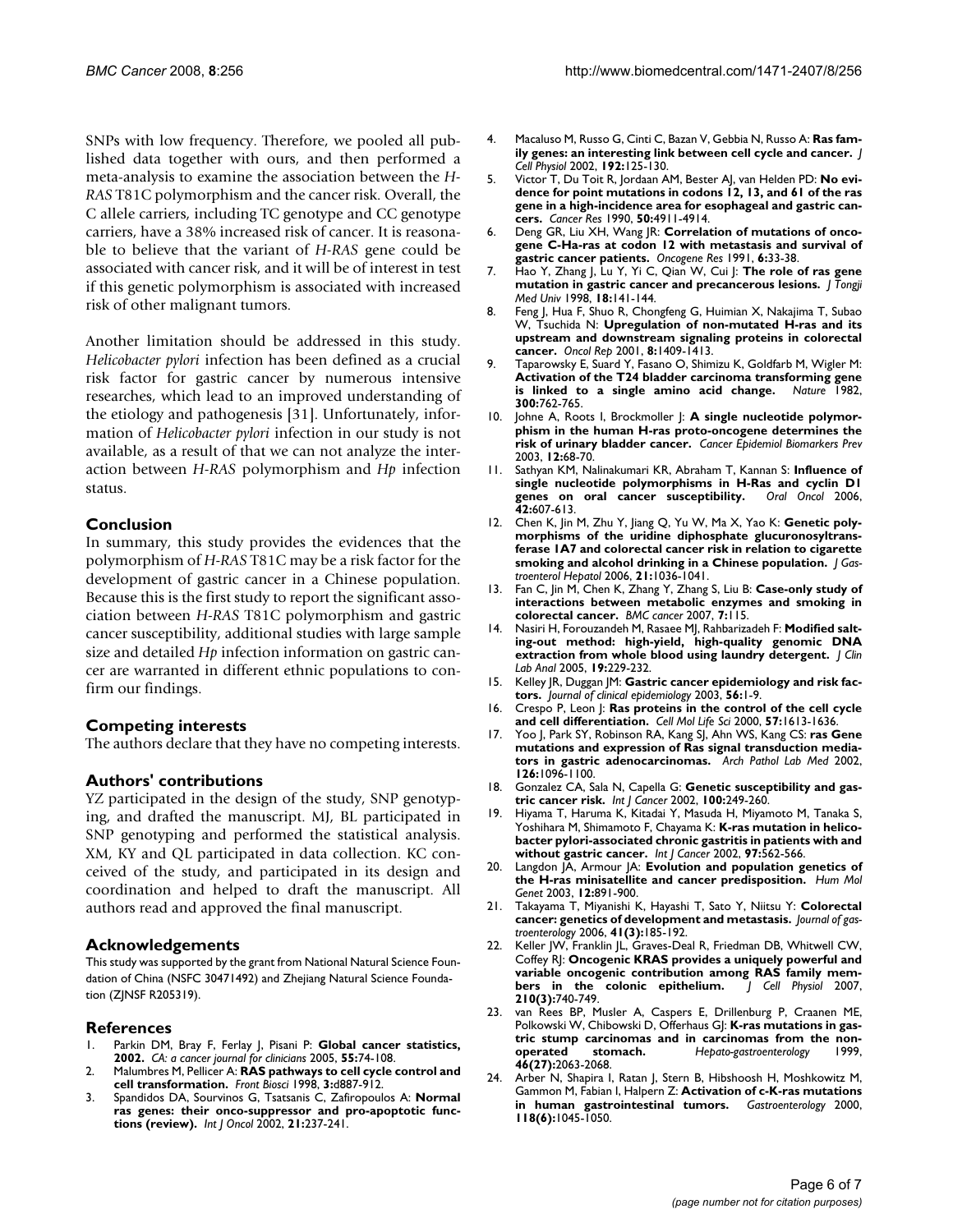SNPs with low frequency. Therefore, we pooled all published data together with ours, and then performed a meta-analysis to examine the association between the *H-RAS* T81C polymorphism and the cancer risk. Overall, the C allele carriers, including TC genotype and CC genotype carriers, have a 38% increased risk of cancer. It is reasonable to believe that the variant of *H-RAS* gene could be associated with cancer risk, and it will be of interest in test if this genetic polymorphism is associated with increased risk of other malignant tumors.

Another limitation should be addressed in this study. *Helicobacter pylori* infection has been defined as a crucial risk factor for gastric cancer by numerous intensive researches, which lead to an improved understanding of the etiology and pathogenesis [31]. Unfortunately, information of *Helicobacter pylori* infection in our study is not available, as a result of that we can not analyze the interaction between *H-RAS* polymorphism and *Hp* infection status.

## Conclusion

In summary, this study provides the evidences that the polymorphism of *H-RAS* T81C may be a risk factor for the development of gastric cancer in a Chinese population. Because this is the first study to report the significant association between *H-RAS* T81C polymorphism and gastric cancer susceptibility, additional studies with large sample size and detailed *Hp* infection information on gastric cancer are warranted in different ethnic populations to confirm our findings.

## Competing interests

The authors declare that they have no competing interests.

## Authors' contributions

YZ participated in the design of the study, SNP genotyping, and drafted the manuscript. MJ, BL participated in SNP genotyping and performed the statistical analysis. XM, KY and QL participated in data collection. KC conceived of the study, and participated in its design and coordination and helped to draft the manuscript. All authors read and approved the final manuscript.

## Acknowledgements

This study was supported by the grant from National Natural Science Foundation of China (NSFC 30471492) and Zhejiang Natural Science Foundation (ZJNSF R205319).

## References

1. Parkin DM, Bray F, Ferlay J, Pisani P: **Global cancer statistics, 2002.** *CA: a cancer journal for clinicians* 2005, **55:**74-108.
2. Malumbres M, Pellicer A: **RAS pathways to cell cycle control and cell transformation.** *Front Biosci* 1998, **3:**d887-912.
3. Spandidos DA, Sourvinos G, Tsatsanis C, Zafiropoulos A: **Normal ras genes: their onco-suppressor and pro-apoptotic functions (review).** *Int J Oncol* 2002, **21:**237-241.
4. Macaluso M, Russo G, Cinti C, Bazan V, Gebbia N, Russo A: **Ras family genes: an interesting link between cell cycle and cancer.** *J Cell Physiol* 2002, **192:**125-130.
5. Victor T, Du Toit R, Jordaan AM, Bester AJ, van Helden PD: **No evidence for point mutations in codons 12, 13, and 61 of the ras gene in a high-incidence area for esophageal and gastric cancers.** *Cancer Res* 1990, **50:**4911-4914.
6. Deng GR, Liu XH, Wang JR: **Correlation of mutations of oncogene C-Ha-ras at codon 12 with metastasis and survival of gastric cancer patients.** *Oncogene Res* 1991, **6:**33-38.
7. Hao Y, Zhang J, Lu Y, Yi C, Qian W, Cui J: **The role of ras gene mutation in gastric cancer and precancerous lesions.** *J Tongji Med Univ* 1998, **18:**141-144.
8. Feng J, Hua F, Shuo R, Chongfeng G, Huimian X, Nakajima T, Subao W, Tsuchida N: **Upregulation of non-mutated H-ras and its upstream and downstream signaling proteins in colorectal cancer.** *Oncol Rep* 2001, **8:**1409-1413.
9. Taparowsky E, Suard Y, Fasano O, Shimizu K, Goldfarb M, Wigler M: **Activation of the T24 bladder carcinoma transforming gene is linked to a single amino acid change.** *Nature* 1982, **300:**762-765.
10. Johne A, Roots I, Brockmoller J: **A single nucleotide polymorphism in the human H-ras proto-oncogene determines the risk of urinary bladder cancer.** *Cancer Epidemiol Biomarkers Prev* 2003, **12:**68-70.
11. Sathyan KM, Nalinakumari KR, Abraham T, Kannan S: **Influence of single nucleotide polymorphisms in H-Ras and cyclin D1 genes on oral cancer susceptibility.** *Oral Oncol* 2006, **42:**607-613.
12. Chen K, Jin M, Zhu Y, Jiang Q, Yu W, Ma X, Yao K: **Genetic polymorphisms of the uridine diphosphate glucuronosyltransferase 1A7 and colorectal cancer risk in relation to cigarette smoking and alcohol drinking in a Chinese population.** *J Gastroenterol Hepatol* 2006, **21:**1036-1041.
13. Fan C, Jin M, Chen K, Zhang Y, Zhang S, Liu B: **Case-only study of interactions between metabolic enzymes and smoking in colorectal cancer.** *BMC cancer* 2007, **7:**115.
14. Nasiri H, Forouzandeh M, Rasaee MJ, Rahbarizadeh F: **Modified salting-out method: high-yield, high-quality genomic DNA extraction from whole blood using laundry detergent.** *J Clin Lab Anal* 2005, **19:**229-232.
15. Kelley JR, Duggan JM: **Gastric cancer epidemiology and risk factors.** *Journal of clinical epidemiology* 2003, **56:**1-9.
16. Crespo P, Leon J: **Ras proteins in the control of the cell cycle and cell differentiation.** *Cell Mol Life Sci* 2000, **57:**1613-1636.
17. Yoo J, Park SY, Robinson RA, Kang SJ, Ahn WS, Kang CS: **ras Gene mutations and expression of Ras signal transduction mediators in gastric adenocarcinomas.** *Arch Pathol Lab Med* 2002, **126:**1096-1100.
18. Gonzalez CA, Sala N, Capella G: **Genetic susceptibility and gastric cancer risk.** *Int J Cancer* 2002, **100:**249-260.
19. Hiyama T, Haruma K, Kitadai Y, Masuda H, Miyamoto M, Tanaka S, Yoshihara M, Shimamoto F, Chayama K: **K-ras mutation in helicobacter pylori-associated chronic gastritis in patients with and without gastric cancer.** *Int J Cancer* 2002, **97:**562-566.
20. Langdon JA, Armour JA: **Evolution and population genetics of the H-ras minisatellite and cancer predisposition.** *Hum Mol Genet* 2003, **12:**891-900.
21. Takayama T, Miyanishi K, Hayashi T, Sato Y, Niitsu Y: **Colorectal cancer: genetics of development and metastasis.** *Journal of gastroenterology* 2006, **41(3):**185-192.
22. Keller JW, Franklin JL, Graves-Deal R, Friedman DB, Whitwell CW, Coffey RJ: **Oncogenic KRAS provides a uniquely powerful and variable oncogenic contribution among RAS family members in the colonic epithelium.** *J Cell Physiol* 2007, **210(3):**740-749.
23. van Rees BP, Musler A, Caspers E, Drillenburg P, Craanen ME, Polkowski W, Chibowski D, Offerhaus GJ: **K-ras mutations in gastric stump carcinomas and in carcinomas from the non-operated stomach.** *Hepato-gastroenterology* 1999, **46(27):**2063-2068.
24. Arber N, Shapira I, Ratan J, Stern B, Hibshoosh H, Moshkowitz M, Gammon M, Fabian I, Halpern Z: **Activation of c-K-ras mutations in human gastrointestinal tumors.** *Gastroenterology* 2000, **118(6):**1045-1050.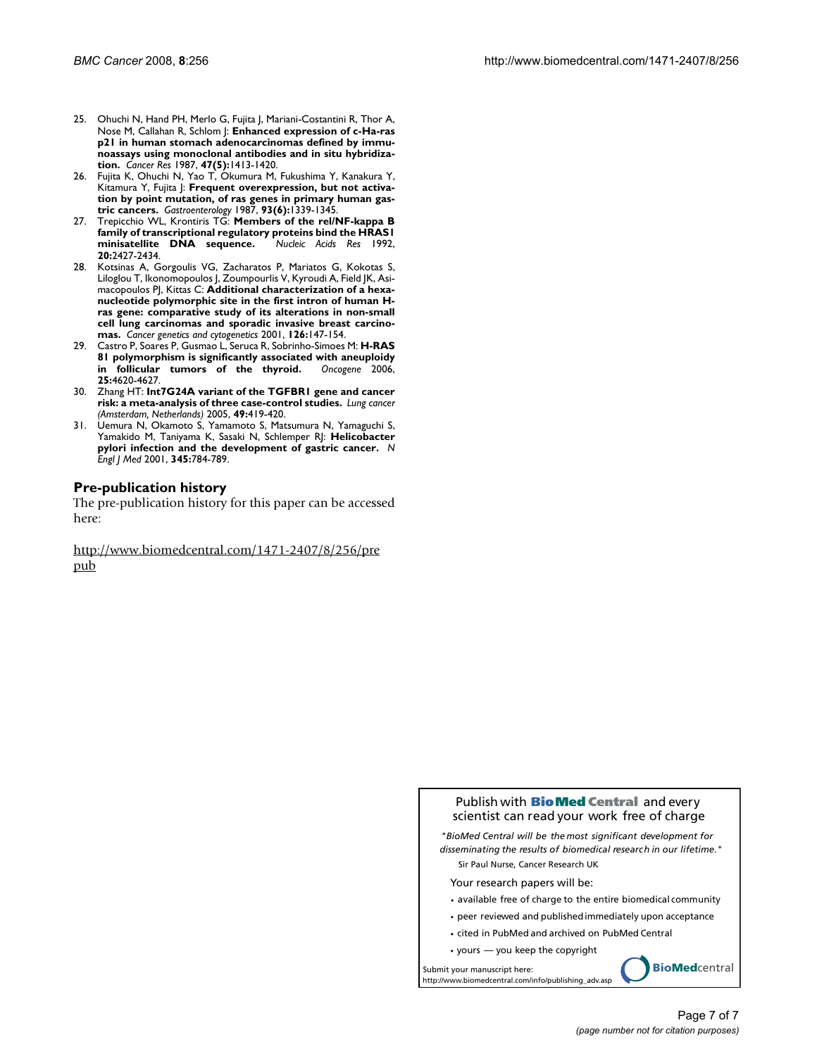25. Ohuchi N, Hand PH, Merlo G, Fujita J, Mariani-Costantini R, Thor A, Nose M, Callahan R, Schlom J: **Enhanced expression of c-Ha-ras p21 in human stomach adenocarcinomas defined by immunoassays using monoclonal antibodies and in situ hybridization.** *Cancer Res* 1987, **47(5):**1413-1420.
26. Fujita K, Ohuchi N, Yao T, Okumura M, Fukushima Y, Kanakura Y, Kitamura Y, Fujita J: **Frequent overexpression, but not activation by point mutation, of ras genes in primary human gastric cancers.** *Gastroenterology* 1987, **93(6):**1339-1345.
27. Trepicchio WL, Krontiris TG: **Members of the rel/NF-kappa B family of transcriptional regulatory proteins bind the HRAS1 minisatellite DNA sequence.** *Nucleic Acids Res* 1992, **20:**2427-2434.
28. Kotsinas A, Gorgoulis VG, Zacharatos P, Mariatos G, Kokotas S, Liloglou T, Ikonomopoulos J, Zoumpourlis V, Kyroudi A, Field JK, Asimacopoulos PJ, Kittas C: **Additional characterization of a hexanucleotide polymorphic site in the first intron of human H-ras gene: comparative study of its alterations in non-small cell lung carcinomas and sporadic invasive breast carcinomas.** *Cancer genetics and cytogenetics* 2001, **126:**147-154.
29. Castro P, Soares P, Gusmao L, Seruca R, Sobrinho-Simoes M: **H-RAS 81 polymorphism is significantly associated with aneuploidy in follicular tumors of the thyroid.** *Oncogene* 2006, **25:**4620-4627.
30. Zhang HT: **Int7G24A variant of the TGFBR1 gene and cancer risk: a meta-analysis of three case-control studies.** *Lung cancer (Amsterdam, Netherlands)* 2005, **49:**419-420.
31. Uemura N, Okamoto S, Yamamoto S, Matsumura N, Yamaguchi S, Yamakido M, Taniyama K, Sasaki N, Schlemper RJ: **Helicobacter pylori infection and the development of gastric cancer.** *N Engl J Med* 2001, **345:**784-789.

## Pre-publication history

The pre-publication history for this paper can be accessed here:

http://www.biomedcentral.com/1471-2407/8/256/prepub

Publish with **BioMed Central** and every scientist can read your work free of charge

*"BioMed Central will be the most significant development for disseminating the results of biomedical research in our lifetime."*
Sir Paul Nurse, Cancer Research UK

Your research papers will be:

- available free of charge to the entire biomedical community
- peer reviewed and published immediately upon acceptance
- cited in PubMed and archived on PubMed Central
- yours — you keep the copyright

Submit your manuscript here:
http://www.biomedcentral.com/info/publishing_adv.asp

BioMedcentral